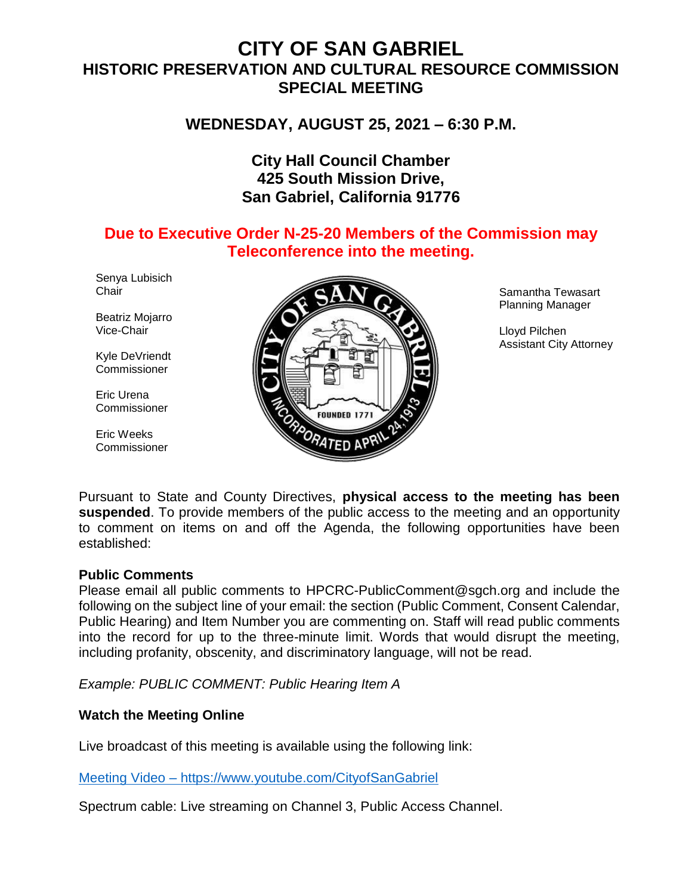# CITY OF SAN GABRIEL
## HISTORIC PRESERVATION AND CULTURAL RESOURCE COMMISSION
## SPECIAL MEETING

### WEDNESDAY, AUGUST 25, 2021 – 6:30 P.M.

**City Hall Council Chamber**
**425 South Mission Drive,**
**San Gabriel, California 91776**

**Due to Executive Order N-25-20 Members of the Commission may Teleconference into the meeting.**

Senya Lubisich
Chair

Beatriz Mojarro
Vice-Chair

Kyle DeVriendt
Commissioner

Eric Urena
Commissioner

Eric Weeks
Commissioner

Samantha Tewasart
Planning Manager

Lloyd Pilchen
Assistant City Attorney

Pursuant to State and County Directives, **physical access to the meeting has been suspended**. To provide members of the public access to the meeting and an opportunity to comment on items on and off the Agenda, the following opportunities have been established:

**Public Comments**

Please email all public comments to HPCRC-PublicComment@sgch.org and include the following on the subject line of your email: the section (Public Comment, Consent Calendar, Public Hearing) and Item Number you are commenting on. Staff will read public comments into the record for up to the three-minute limit. Words that would disrupt the meeting, including profanity, obscenity, and discriminatory language, will not be read.

*Example: PUBLIC COMMENT: Public Hearing Item A*

**Watch the Meeting Online**

Live broadcast of this meeting is available using the following link:

[Meeting Video – https://www.youtube.com/CityofSanGabriel](https://www.youtube.com/CityofSanGabriel)

Spectrum cable: Live streaming on Channel 3, Public Access Channel.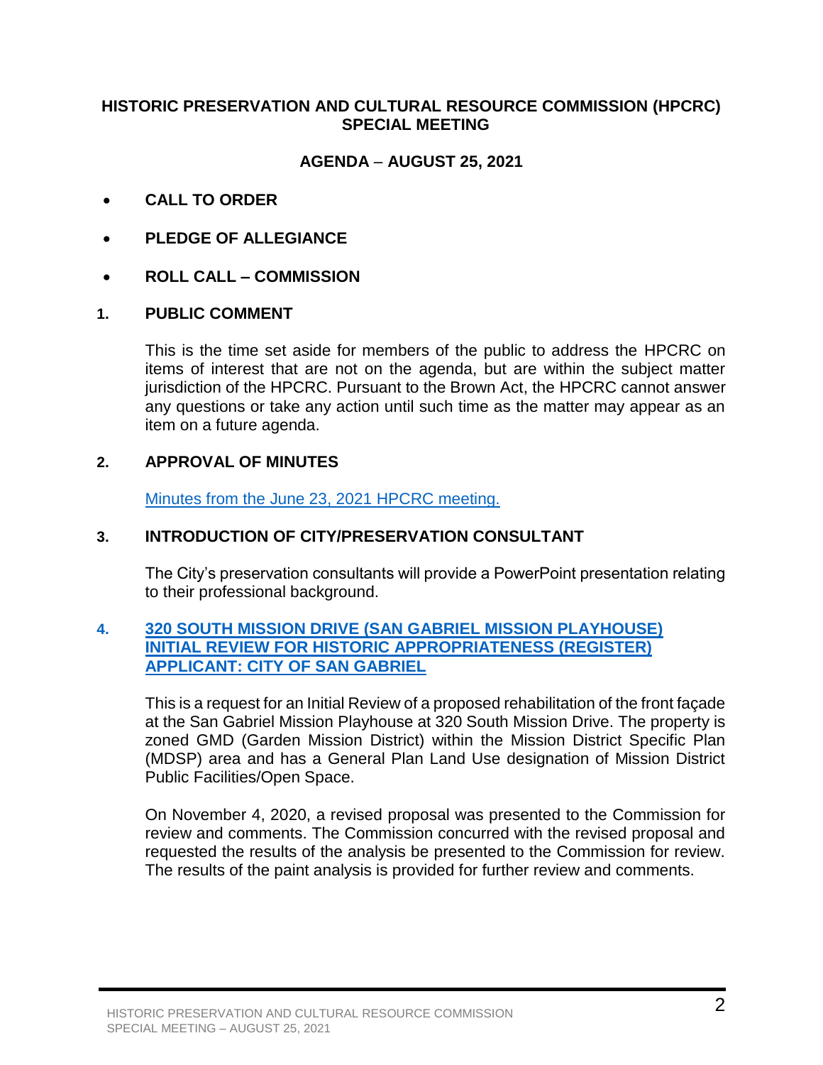**HISTORIC PRESERVATION AND CULTURAL RESOURCE COMMISSION (HPCRC) SPECIAL MEETING**

**AGENDA – AUGUST 25, 2021**

- **CALL TO ORDER**
- **PLEDGE OF ALLEGIANCE**
- **ROLL CALL – COMMISSION**

**1. PUBLIC COMMENT**

This is the time set aside for members of the public to address the HPCRC on items of interest that are not on the agenda, but are within the subject matter jurisdiction of the HPCRC. Pursuant to the Brown Act, the HPCRC cannot answer any questions or take any action until such time as the matter may appear as an item on a future agenda.

**2. APPROVAL OF MINUTES**

Minutes from the June 23, 2021 HPCRC meeting.

**3. INTRODUCTION OF CITY/PRESERVATION CONSULTANT**

The City's preservation consultants will provide a PowerPoint presentation relating to their professional background.

**4. 320 SOUTH MISSION DRIVE (SAN GABRIEL MISSION PLAYHOUSE) INITIAL REVIEW FOR HISTORIC APPROPRIATENESS (REGISTER) APPLICANT: CITY OF SAN GABRIEL**

This is a request for an Initial Review of a proposed rehabilitation of the front façade at the San Gabriel Mission Playhouse at 320 South Mission Drive. The property is zoned GMD (Garden Mission District) within the Mission District Specific Plan (MDSP) area and has a General Plan Land Use designation of Mission District Public Facilities/Open Space.

On November 4, 2020, a revised proposal was presented to the Commission for review and comments. The Commission concurred with the revised proposal and requested the results of the analysis be presented to the Commission for review. The results of the paint analysis is provided for further review and comments.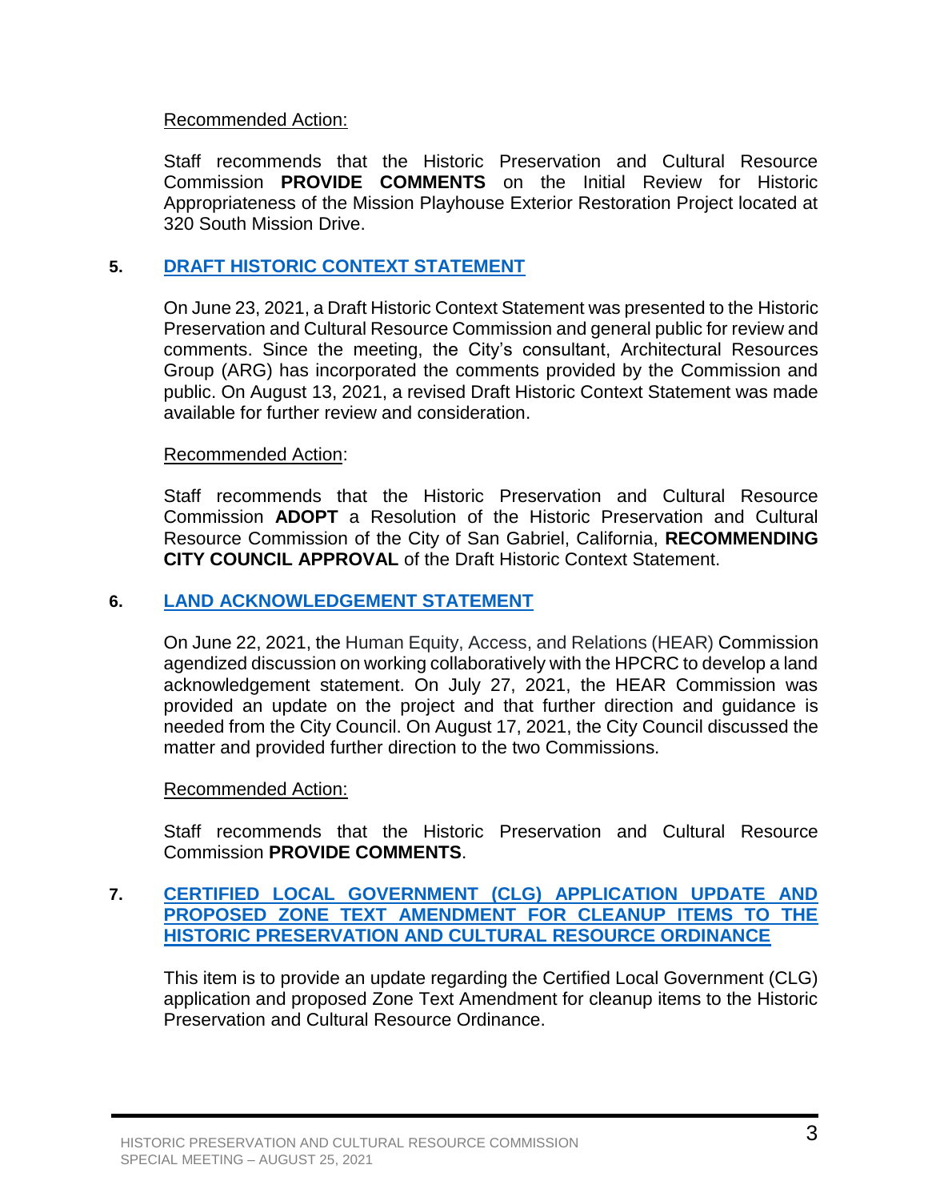Recommended Action:

Staff recommends that the Historic Preservation and Cultural Resource Commission **PROVIDE COMMENTS** on the Initial Review for Historic Appropriateness of the Mission Playhouse Exterior Restoration Project located at 320 South Mission Drive.

**5. DRAFT HISTORIC CONTEXT STATEMENT**

On June 23, 2021, a Draft Historic Context Statement was presented to the Historic Preservation and Cultural Resource Commission and general public for review and comments. Since the meeting, the City's consultant, Architectural Resources Group (ARG) has incorporated the comments provided by the Commission and public. On August 13, 2021, a revised Draft Historic Context Statement was made available for further review and consideration.

Recommended Action:

Staff recommends that the Historic Preservation and Cultural Resource Commission **ADOPT** a Resolution of the Historic Preservation and Cultural Resource Commission of the City of San Gabriel, California, **RECOMMENDING CITY COUNCIL APPROVAL** of the Draft Historic Context Statement.

**6. LAND ACKNOWLEDGEMENT STATEMENT**

On June 22, 2021, the Human Equity, Access, and Relations (HEAR) Commission agendized discussion on working collaboratively with the HPCRC to develop a land acknowledgement statement. On July 27, 2021, the HEAR Commission was provided an update on the project and that further direction and guidance is needed from the City Council. On August 17, 2021, the City Council discussed the matter and provided further direction to the two Commissions.

Recommended Action:

Staff recommends that the Historic Preservation and Cultural Resource Commission **PROVIDE COMMENTS**.

**7. CERTIFIED LOCAL GOVERNMENT (CLG) APPLICATION UPDATE AND PROPOSED ZONE TEXT AMENDMENT FOR CLEANUP ITEMS TO THE HISTORIC PRESERVATION AND CULTURAL RESOURCE ORDINANCE**

This item is to provide an update regarding the Certified Local Government (CLG) application and proposed Zone Text Amendment for cleanup items to the Historic Preservation and Cultural Resource Ordinance.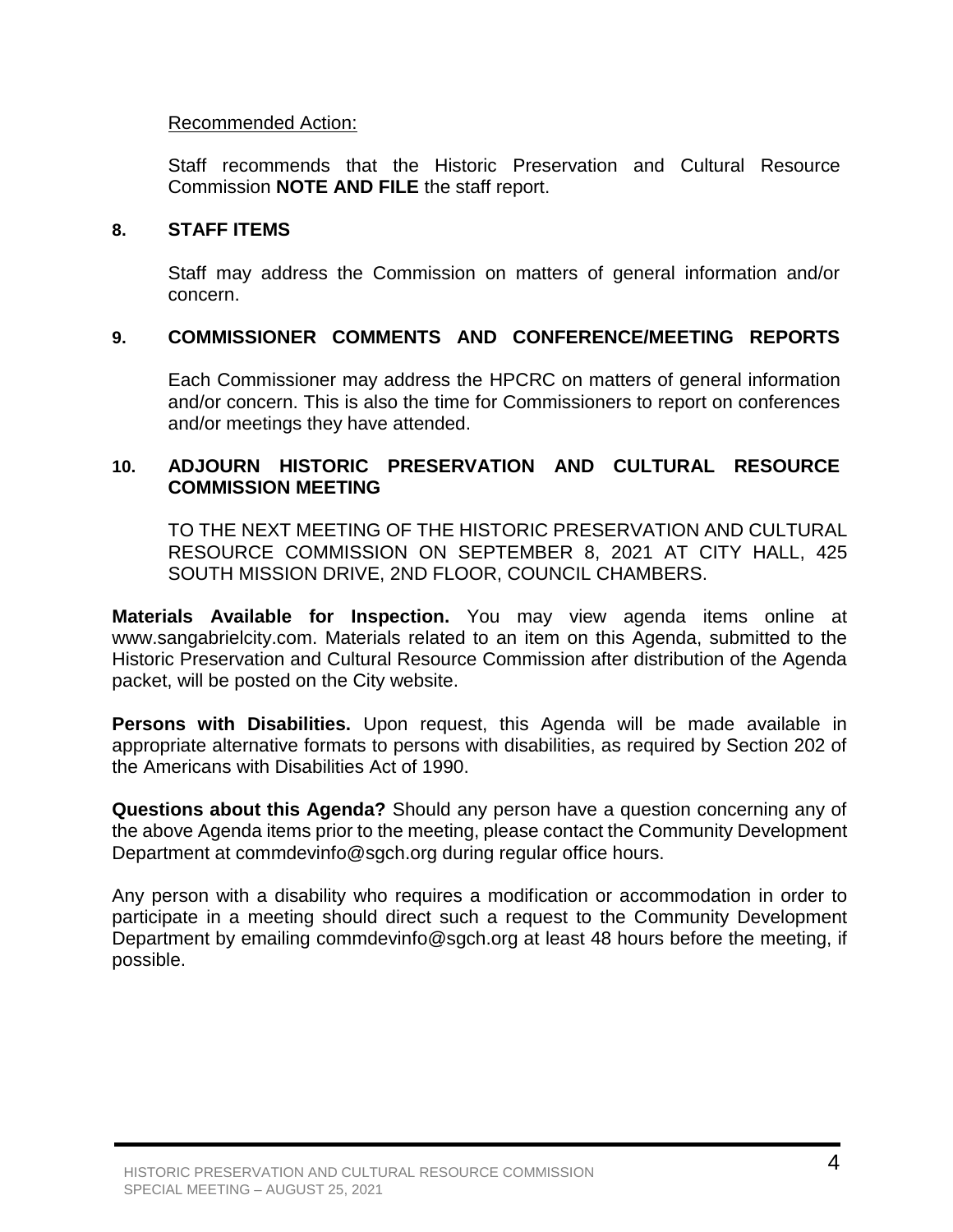Recommended Action:

Staff recommends that the Historic Preservation and Cultural Resource Commission **NOTE AND FILE** the staff report.

**8. STAFF ITEMS**

Staff may address the Commission on matters of general information and/or concern.

**9. COMMISSIONER COMMENTS AND CONFERENCE/MEETING REPORTS**

Each Commissioner may address the HPCRC on matters of general information and/or concern. This is also the time for Commissioners to report on conferences and/or meetings they have attended.

**10. ADJOURN HISTORIC PRESERVATION AND CULTURAL RESOURCE COMMISSION MEETING**

TO THE NEXT MEETING OF THE HISTORIC PRESERVATION AND CULTURAL RESOURCE COMMISSION ON SEPTEMBER 8, 2021 AT CITY HALL, 425 SOUTH MISSION DRIVE, 2ND FLOOR, COUNCIL CHAMBERS.

**Materials Available for Inspection.** You may view agenda items online at www.sangabrielcity.com. Materials related to an item on this Agenda, submitted to the Historic Preservation and Cultural Resource Commission after distribution of the Agenda packet, will be posted on the City website.

**Persons with Disabilities.** Upon request, this Agenda will be made available in appropriate alternative formats to persons with disabilities, as required by Section 202 of the Americans with Disabilities Act of 1990.

**Questions about this Agenda?** Should any person have a question concerning any of the above Agenda items prior to the meeting, please contact the Community Development Department at commdevinfo@sgch.org during regular office hours.

Any person with a disability who requires a modification or accommodation in order to participate in a meeting should direct such a request to the Community Development Department by emailing commdevinfo@sgch.org at least 48 hours before the meeting, if possible.